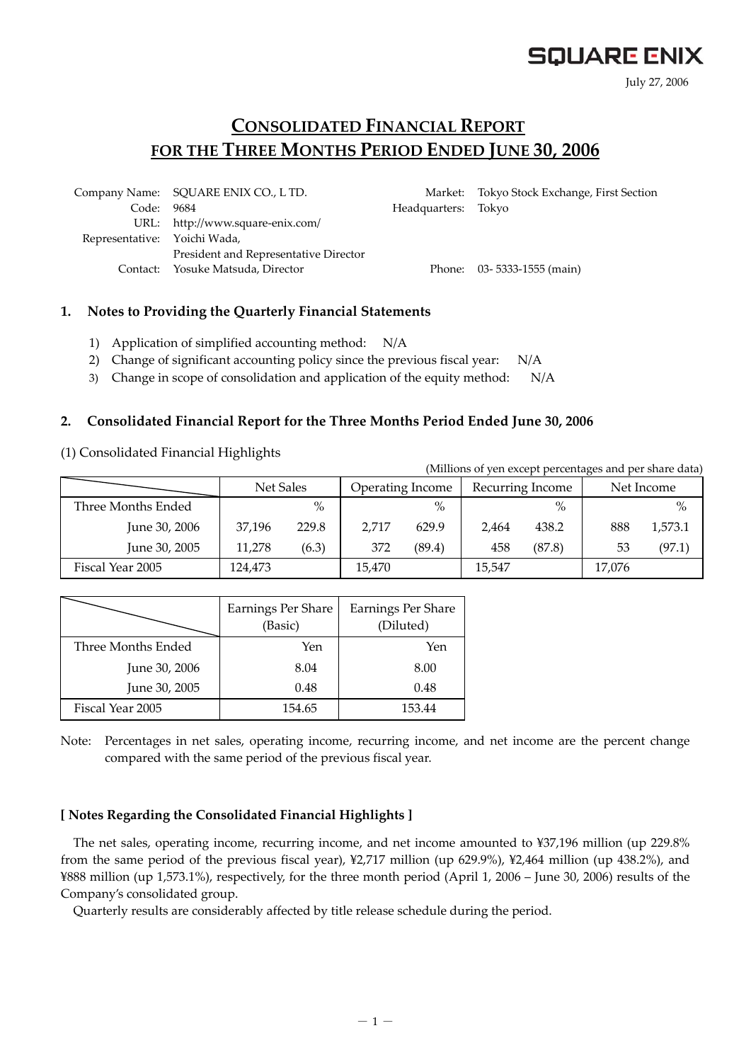SQUARE ENIX

July 27, 2006

# CONSOLIDATED FINANCIAL REPORT FOR THE THREE MONTHS PERIOD ENDED JUNE 30, 2006

| | | | |
|---|---|---|---|
| Company Name: | SQUARE ENIX CO., L TD. | Market: | Tokyo Stock Exchange, First Section |
| Code: | 9684 | Headquarters: | Tokyo |
| URL: | http://www.square-enix.com/ | | |
| Representative: | Yoichi Wada, President and Representative Director | | |
| Contact: | Yosuke Matsuda, Director | Phone: | 03- 5333-1555 (main) |

## 1. Notes to Providing the Quarterly Financial Statements

1) Application of simplified accounting method: N/A
2) Change of significant accounting policy since the previous fiscal year: N/A
3) Change in scope of consolidation and application of the equity method: N/A

## 2. Consolidated Financial Report for the Three Months Period Ended June 30, 2006

(1) Consolidated Financial Highlights

(Millions of yen except percentages and per share data)

| | Net Sales | | Operating Income | | Recurring Income | | Net Income | |
|---|---|---|---|---|---|---|---|---|
| Three Months Ended | | % | | % | | % | | % |
| June 30, 2006 | 37,196 | 229.8 | 2,717 | 629.9 | 2,464 | 438.2 | 888 | 1,573.1 |
| June 30, 2005 | 11,278 | (6.3) | 372 | (89.4) | 458 | (87.8) | 53 | (97.1) |
| Fiscal Year 2005 | 124,473 | | 15,470 | | 15,547 | | 17,076 | |

| | Earnings Per Share (Basic) | Earnings Per Share (Diluted) |
|---|---|---|
| Three Months Ended | Yen | Yen |
| June 30, 2006 | 8.04 | 8.00 |
| June 30, 2005 | 0.48 | 0.48 |
| Fiscal Year 2005 | 154.65 | 153.44 |

Note: Percentages in net sales, operating income, recurring income, and net income are the percent change compared with the same period of the previous fiscal year.

**[ Notes Regarding the Consolidated Financial Highlights ]**

The net sales, operating income, recurring income, and net income amounted to ¥37,196 million (up 229.8% from the same period of the previous fiscal year), ¥2,717 million (up 629.9%), ¥2,464 million (up 438.2%), and ¥888 million (up 1,573.1%), respectively, for the three month period (April 1, 2006 – June 30, 2006) results of the Company's consolidated group.

Quarterly results are considerably affected by title release schedule during the period.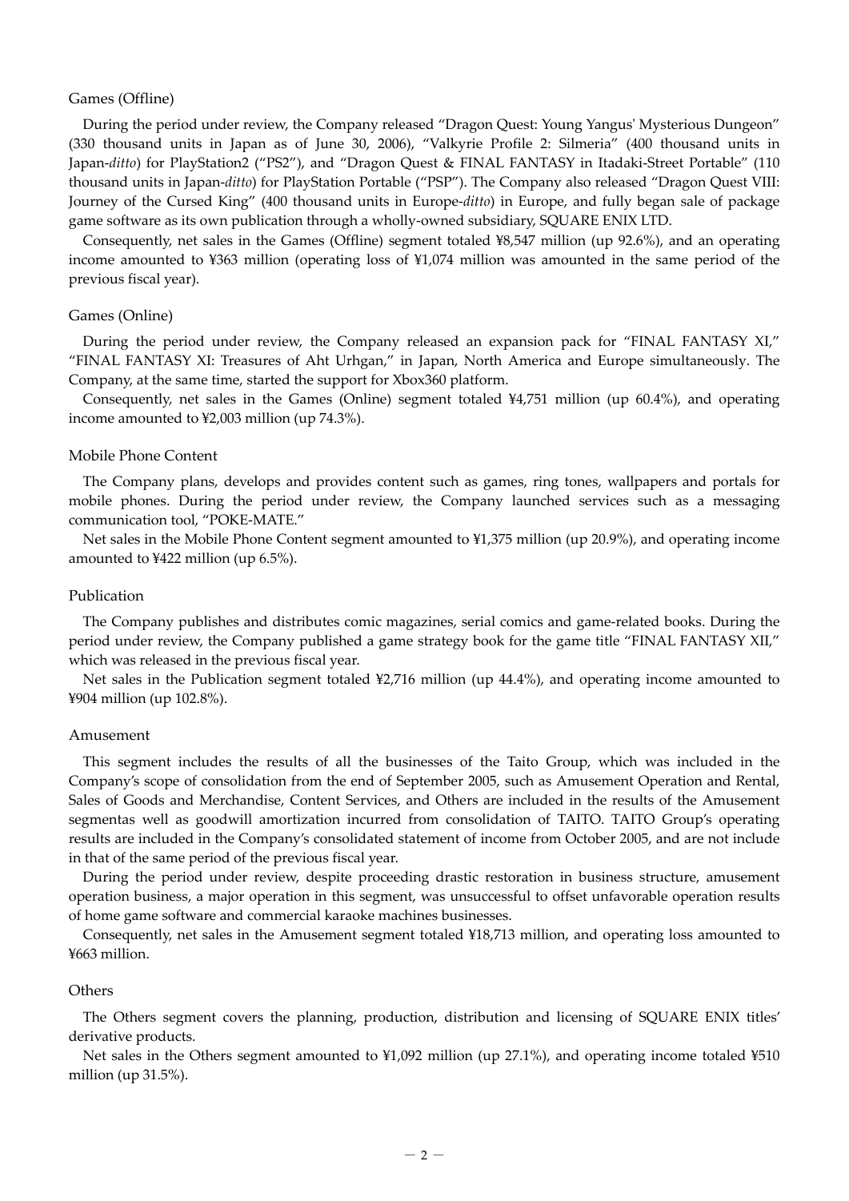## Games (Offline)

During the period under review, the Company released "Dragon Quest: Young Yangus' Mysterious Dungeon" (330 thousand units in Japan as of June 30, 2006), "Valkyrie Profile 2: Silmeria" (400 thousand units in Japan-*ditto*) for PlayStation2 ("PS2"), and "Dragon Quest & FINAL FANTASY in Itadaki-Street Portable" (110 thousand units in Japan-*ditto*) for PlayStation Portable ("PSP"). The Company also released "Dragon Quest VIII: Journey of the Cursed King" (400 thousand units in Europe-*ditto*) in Europe, and fully began sale of package game software as its own publication through a wholly-owned subsidiary, SQUARE ENIX LTD.

Consequently, net sales in the Games (Offline) segment totaled ¥8,547 million (up 92.6%), and an operating income amounted to ¥363 million (operating loss of ¥1,074 million was amounted in the same period of the previous fiscal year).

## Games (Online)

During the period under review, the Company released an expansion pack for "FINAL FANTASY XI," "FINAL FANTASY XI: Treasures of Aht Urhgan," in Japan, North America and Europe simultaneously. The Company, at the same time, started the support for Xbox360 platform.

Consequently, net sales in the Games (Online) segment totaled ¥4,751 million (up 60.4%), and operating income amounted to ¥2,003 million (up 74.3%).

## Mobile Phone Content

The Company plans, develops and provides content such as games, ring tones, wallpapers and portals for mobile phones. During the period under review, the Company launched services such as a messaging communication tool, "POKE-MATE."

Net sales in the Mobile Phone Content segment amounted to ¥1,375 million (up 20.9%), and operating income amounted to ¥422 million (up 6.5%).

## Publication

The Company publishes and distributes comic magazines, serial comics and game-related books. During the period under review, the Company published a game strategy book for the game title "FINAL FANTASY XII," which was released in the previous fiscal year.

Net sales in the Publication segment totaled ¥2,716 million (up 44.4%), and operating income amounted to ¥904 million (up 102.8%).

## Amusement

This segment includes the results of all the businesses of the Taito Group, which was included in the Company's scope of consolidation from the end of September 2005, such as Amusement Operation and Rental, Sales of Goods and Merchandise, Content Services, and Others are included in the results of the Amusement segmentas well as goodwill amortization incurred from consolidation of TAITO. TAITO Group's operating results are included in the Company's consolidated statement of income from October 2005, and are not include in that of the same period of the previous fiscal year.

During the period under review, despite proceeding drastic restoration in business structure, amusement operation business, a major operation in this segment, was unsuccessful to offset unfavorable operation results of home game software and commercial karaoke machines businesses.

Consequently, net sales in the Amusement segment totaled ¥18,713 million, and operating loss amounted to ¥663 million.

## Others

The Others segment covers the planning, production, distribution and licensing of SQUARE ENIX titles' derivative products.

Net sales in the Others segment amounted to ¥1,092 million (up 27.1%), and operating income totaled ¥510 million (up 31.5%).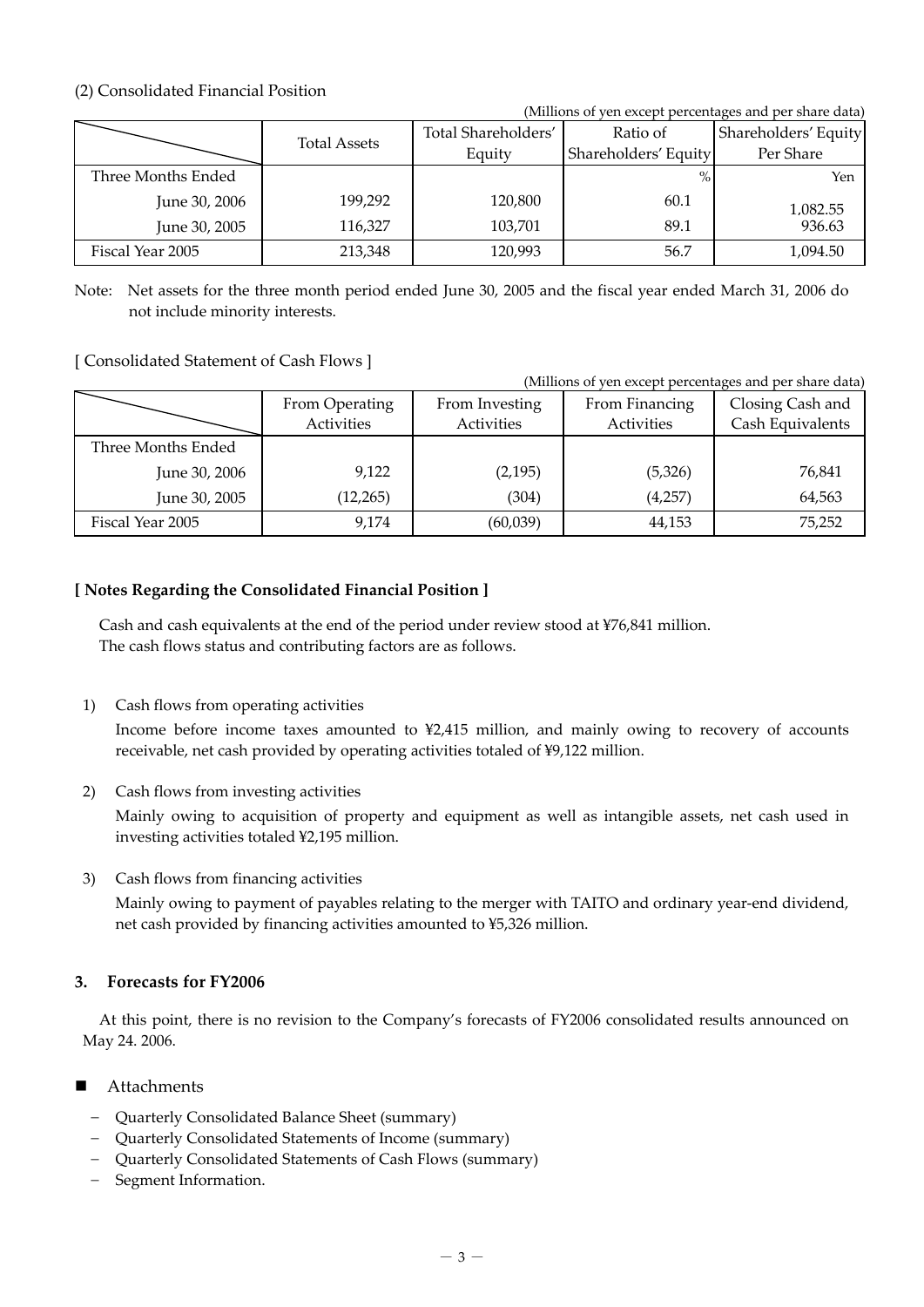(2) Consolidated Financial Position

(Millions of yen except percentages and per share data)

| | Total Assets | Total Shareholders' Equity | Ratio of Shareholders' Equity | Shareholders' Equity Per Share |
|---|---|---|---|---|
| Three Months Ended | | | % | Yen |
| June 30, 2006 | 199,292 | 120,800 | 60.1 | 1,082.55 |
| June 30, 2005 | 116,327 | 103,701 | 89.1 | 936.63 |
| Fiscal Year 2005 | 213,348 | 120,993 | 56.7 | 1,094.50 |

Note: Net assets for the three month period ended June 30, 2005 and the fiscal year ended March 31, 2006 do not include minority interests.

[ Consolidated Statement of Cash Flows ]

(Millions of yen except percentages and per share data)

| | From Operating Activities | From Investing Activities | From Financing Activities | Closing Cash and Cash Equivalents |
|---|---|---|---|---|
| Three Months Ended | | | | |
| June 30, 2006 | 9,122 | (2,195) | (5,326) | 76,841 |
| June 30, 2005 | (12,265) | (304) | (4,257) | 64,563 |
| Fiscal Year 2005 | 9,174 | (60,039) | 44,153 | 75,252 |

**[ Notes Regarding the Consolidated Financial Position ]**

Cash and cash equivalents at the end of the period under review stood at ¥76,841 million.
The cash flows status and contributing factors are as follows.

1) Cash flows from operating activities

   Income before income taxes amounted to ¥2,415 million, and mainly owing to recovery of accounts receivable, net cash provided by operating activities totaled of ¥9,122 million.

2) Cash flows from investing activities

   Mainly owing to acquisition of property and equipment as well as intangible assets, net cash used in investing activities totaled ¥2,195 million.

3) Cash flows from financing activities

   Mainly owing to payment of payables relating to the merger with TAITO and ordinary year-end dividend, net cash provided by financing activities amounted to ¥5,326 million.

## 3. Forecasts for FY2006

At this point, there is no revision to the Company's forecasts of FY2006 consolidated results announced on May 24. 2006.

- Attachments
  - Quarterly Consolidated Balance Sheet (summary)
  - Quarterly Consolidated Statements of Income (summary)
  - Quarterly Consolidated Statements of Cash Flows (summary)
  - Segment Information.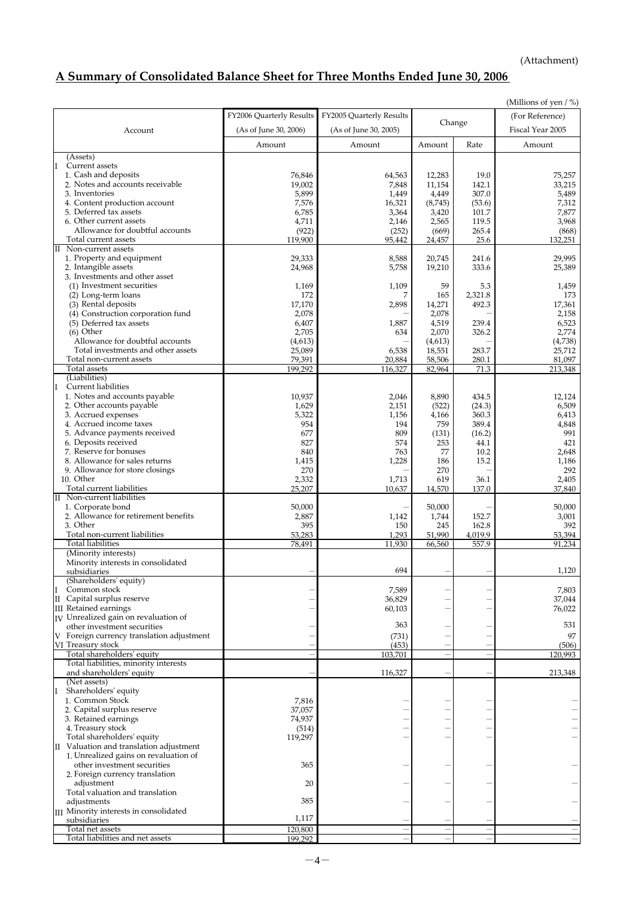(Attachment)

## A Summary of Consolidated Balance Sheet for Three Months Ended June 30, 2006

(Millions of yen / %)

| Account | FY2006 Quarterly Results (As of June 30, 2006) | FY2005 Quarterly Results (As of June 30, 2005) | Change | | (For Reference) Fiscal Year 2005 |
|---|---|---|---|---|---|
| | Amount | Amount | Amount | Rate | Amount |
| (Assets) | | | | | |
| I Current assets | | | | | |
| 1. Cash and deposits | 76,846 | 64,563 | 12,283 | 19.0 | 75,257 |
| 2. Notes and accounts receivable | 19,002 | 7,848 | 11,154 | 142.1 | 33,215 |
| 3. Inventories | 5,899 | 1,449 | 4,449 | 307.0 | 5,489 |
| 4. Content production account | 7,576 | 16,321 | (8,745) | (53.6) | 7,312 |
| 5. Deferred tax assets | 6,785 | 3,364 | 3,420 | 101.7 | 7,877 |
| 6. Other current assets | 4,711 | 2,146 | 2,565 | 119.5 | 3,968 |
| Allowance for doubtful accounts | (922) | (252) | (669) | 265.4 | (868) |
| Total current assets | 119,900 | 95,442 | 24,457 | 25.6 | 132,251 |
| II Non-current assets | | | | | |
| 1. Property and equipment | 29,333 | 8,588 | 20,745 | 241.6 | 29,995 |
| 2. Intangible assets | 24,968 | 5,758 | 19,210 | 333.6 | 25,389 |
| 3. Investments and other asset | | | | | |
| (1) Investment securities | 1,169 | 1,109 | 59 | 5.3 | 1,459 |
| (2) Long-term loans | 172 | 7 | 165 | 2,321.8 | 173 |
| (3) Rental deposits | 17,170 | 2,898 | 14,271 | 492.3 | 17,361 |
| (4) Construction corporation fund | 2,078 | — | 2,078 | — | 2,158 |
| (5) Deferred tax assets | 6,407 | 1,887 | 4,519 | 239.4 | 6,523 |
| (6) Other | 2,705 | 634 | 2,070 | 326.2 | 2,774 |
| Allowance for doubtful accounts | (4,613) | — | (4,613) | — | (4,738) |
| Total investments and other assets | 25,089 | 6,538 | 18,551 | 283.7 | 25,712 |
| Total non-current assets | 79,391 | 20,884 | 58,506 | 280.1 | 81,097 |
| Total assets | 199,292 | 116,327 | 82,964 | 71.3 | 213,348 |
| (Liabilities) | | | | | |
| I Current liabilities | | | | | |
| 1. Notes and accounts payable | 10,937 | 2,046 | 8,890 | 434.5 | 12,124 |
| 2. Other accounts payable | 1,629 | 2,151 | (522) | (24.3) | 6,509 |
| 3. Accrued expenses | 5,322 | 1,156 | 4,166 | 360.3 | 6,413 |
| 4. Accrued income taxes | 954 | 194 | 759 | 389.4 | 4,848 |
| 5. Advance payments received | 677 | 809 | (131) | (16.2) | 991 |
| 6. Deposits received | 827 | 574 | 253 | 44.1 | 421 |
| 7. Reserve for bonuses | 840 | 763 | 77 | 10.2 | 2,648 |
| 8. Allowance for sales returns | 1,415 | 1,228 | 186 | 15.2 | 1,186 |
| 9. Allowance for store closings | 270 | — | 270 | — | 292 |
| 10. Other | 2,332 | 1,713 | 619 | 36.1 | 2,405 |
| Total current liabilities | 25,207 | 10,637 | 14,570 | 137.0 | 37,840 |
| II Non-current liabilities | | | | | |
| 1. Corporate bond | 50,000 | — | 50,000 | — | 50,000 |
| 2. Allowance for retirement benefits | 2,887 | 1,142 | 1,744 | 152.7 | 3,001 |
| 3. Other | 395 | 150 | 245 | 162.8 | 392 |
| Total non-current liabilities | 53,283 | 1,293 | 51,990 | 4,019.9 | 53,394 |
| Total liabilities | 78,491 | 11,930 | 66,560 | 557.9 | 91,234 |
| (Minority interests) | | | | | |
| Minority interests in consolidated subsidiaries | — | 694 | — | — | 1,120 |
| (Shareholders' equity) | | | | | |
| I Common stock | — | 7,589 | — | — | 7,803 |
| II Capital surplus reserve | — | 36,829 | — | — | 37,044 |
| III Retained earnings | — | 60,103 | — | — | 76,022 |
| IV Unrealized gain on revaluation of other investment securities | — | 363 | — | — | 531 |
| V Foreign currency translation adjustment | — | (731) | — | — | 97 |
| VI Treasury stock | — | (453) | — | — | (506) |
| Total shareholders' equity | — | 103,701 | — | — | 120,993 |
| Total liabilities, minority interests and shareholders' equity | — | 116,327 | — | — | 213,348 |
| (Net assets) | | | | | |
| I Shareholders' equity | | | | | |
| 1. Common Stock | 7,816 | — | — | — | — |
| 2. Capital surplus reserve | 37,057 | — | — | — | — |
| 3. Retained earnings | 74,937 | — | — | — | — |
| 4. Treasury stock | (514) | — | — | — | — |
| Total shareholders' equity | 119,297 | — | — | — | — |
| II Valuation and translation adjustment | | | | | |
| 1. Unrealized gains on revaluation of other investment securities | 365 | — | — | — | — |
| 2. Foreign currency translation adjustment | 20 | — | — | — | — |
| Total valuation and translation adjustments | 385 | — | — | — | — |
| III Minority interests in consolidated subsidiaries | 1,117 | — | — | — | — |
| Total net assets | 120,800 | — | — | — | — |
| Total liabilities and net assets | 199,292 | — | — | — | — |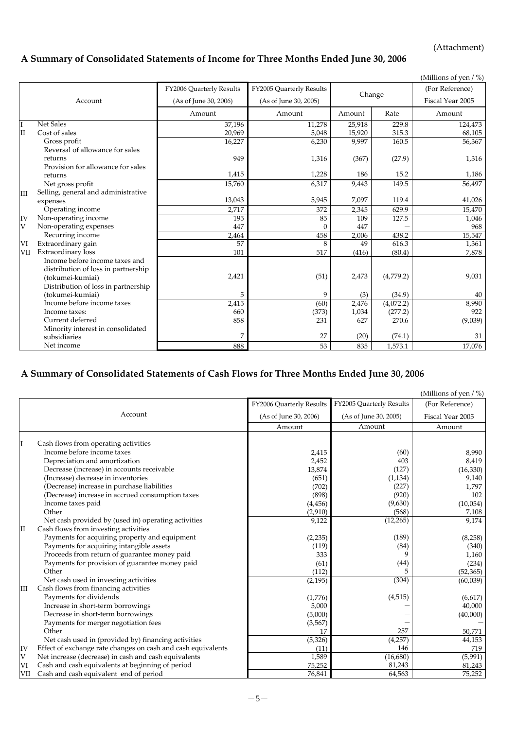(Attachment)

## A Summary of Consolidated Statements of Income for Three Months Ended June 30, 2006

(Millions of yen / %)

| | Account | FY2006 Quarterly Results (As of June 30, 2006) | FY2005 Quarterly Results (As of June 30, 2005) | Change | | (For Reference) Fiscal Year 2005 |
|---|---|---|---|---|---|---|
| | | Amount | Amount | Amount | Rate | Amount |
| I | Net Sales | 37,196 | 11,278 | 25,918 | 229.8 | 124,473 |
| II | Cost of sales | 20,969 | 5,048 | 15,920 | 315.3 | 68,105 |
| | Gross profit | 16,227 | 6,230 | 9,997 | 160.5 | 56,367 |
| | Reversal of allowance for sales returns | 949 | 1,316 | (367) | (27.9) | 1,316 |
| | Provision for allowance for sales returns | 1,415 | 1,228 | 186 | 15.2 | 1,186 |
| | Net gross profit | 15,760 | 6,317 | 9,443 | 149.5 | 56,497 |
| III | Selling, general and administrative expenses | 13,043 | 5,945 | 7,097 | 119.4 | 41,026 |
| | Operating income | 2,717 | 372 | 2,345 | 629.9 | 15,470 |
| IV | Non-operating income | 195 | 85 | 109 | 127.5 | 1,046 |
| V | Non-operating expenses | 447 | 0 | 447 | — | 968 |
| | Recurring income | 2,464 | 458 | 2,006 | 438.2 | 15,547 |
| VI | Extraordinary gain | 57 | 8 | 49 | 616.3 | 1,361 |
| VII | Extraordinary loss | 101 | 517 | (416) | (80.4) | 7,878 |
| | Income before income taxes and distribution of loss in partnership (tokumei-kumiai) | 2,421 | (51) | 2,473 | (4,779.2) | 9,031 |
| | Distribution of loss in partnership (tokumei-kumiai) | 5 | 9 | (3) | (34.9) | 40 |
| | Income before income taxes | 2,415 | (60) | 2,476 | (4,072.2) | 8,990 |
| | Income taxes: | 660 | (373) | 1,034 | (277.2) | 922 |
| | Current deferred | 858 | 231 | 627 | 270.6 | (9,039) |
| | Minority interest in consolidated subsidiaries | 7 | 27 | (20) | (74.1) | 31 |
| | Net income | 888 | 53 | 835 | 1,573.1 | 17,076 |

## A Summary of Consolidated Statements of Cash Flows for Three Months Ended June 30, 2006

(Millions of yen / %)

| | Account | FY2006 Quarterly Results (As of June 30, 2006) | FY2005 Quarterly Results (As of June 30, 2005) | (For Reference) Fiscal Year 2005 |
|---|---|---|---|---|
| | | Amount | Amount | Amount |
| I | Cash flows from operating activities | | | |
| | Income before income taxes | 2,415 | (60) | 8,990 |
| | Depreciation and amortization | 2,452 | 403 | 8,419 |
| | Decrease (increase) in accounts receivable | 13,874 | (127) | (16,330) |
| | (Increase) decrease in inventories | (651) | (1,134) | 9,140 |
| | (Decrease) increase in purchase liabilities | (702) | (227) | 1,797 |
| | (Decrease) increase in accrued consumption taxes | (898) | (920) | 102 |
| | Income taxes paid | (4,456) | (9,630) | (10,054) |
| | Other | (2,910) | (568) | 7,108 |
| | Net cash provided by (used in) operating activities | 9,122 | (12,265) | 9,174 |
| II | Cash flows from investing activities | | | |
| | Payments for acquiring property and equipment | (2,235) | (189) | (8,258) |
| | Payments for acquiring intangible assets | (119) | (84) | (340) |
| | Proceeds from return of guarantee money paid | 333 | 9 | 1,160 |
| | Payments for provision of guarantee money paid | (61) | (44) | (234) |
| | Other | (112) | 5 | (52,365) |
| | Net cash used in investing activities | (2,195) | (304) | (60,039) |
| III | Cash flows from financing activities | | | |
| | Payments for dividends | (1,776) | (4,515) | (6,617) |
| | Increase in short-term borrowings | 5,000 | — | 40,000 |
| | Decrease in short-term borrowings | (5,000) | — | (40,000) |
| | Payments for merger negotiation fees | (3,567) | — | — |
| | Other | 17 | 257 | 50,771 |
| | Net cash used in (provided by) financing activities | (5,326) | (4,257) | 44,153 |
| IV | Effect of exchange rate changes on cash and cash equivalents | (11) | 146 | 719 |
| V | Net increase (decrease) in cash and cash equivalents | 1,589 | (16,680) | (5,991) |
| VI | Cash and cash equivalents at beginning of period | 75,252 | 81,243 | 81,243 |
| VII | Cash and cash equivalent end of period | 76,841 | 64,563 | 75,252 |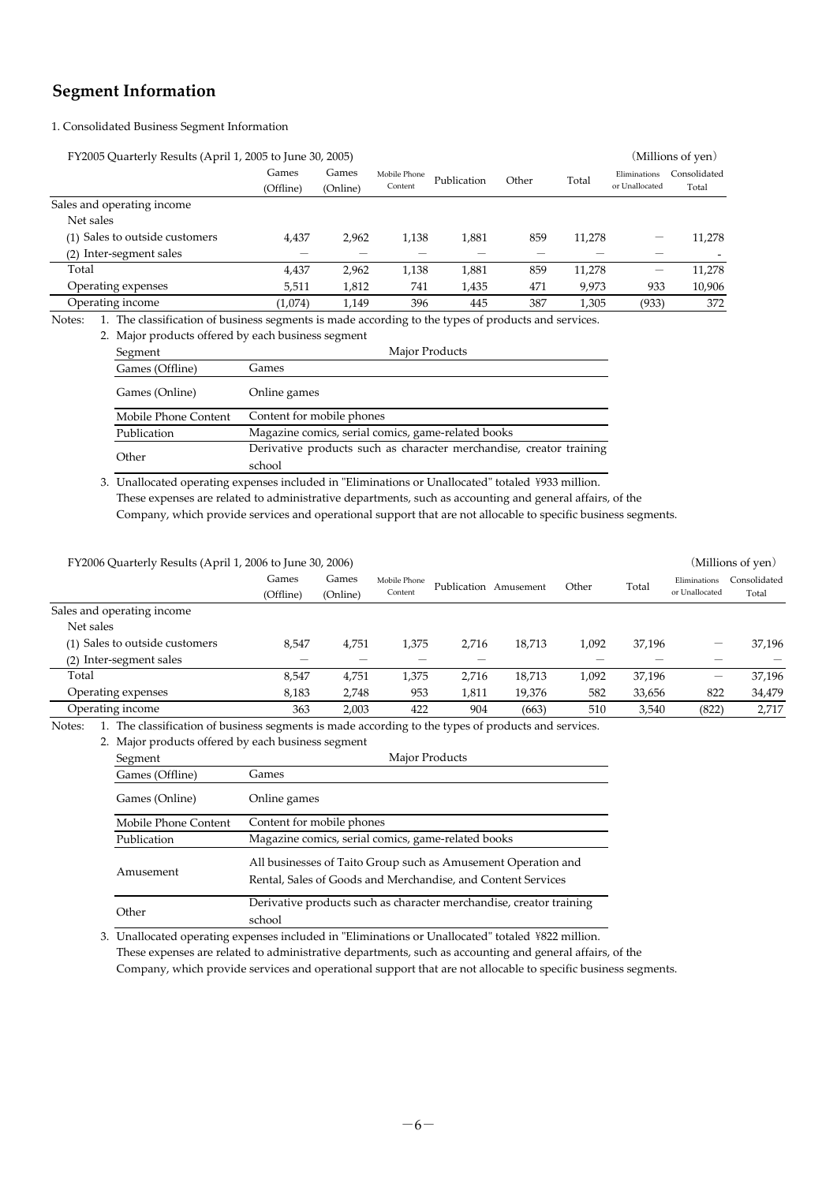# Segment Information

1. Consolidated Business Segment Information

FY2005 Quarterly Results (April 1, 2005 to June 30, 2005) (Millions of yen)

| | Games (Offline) | Games (Online) | Mobile Phone Content | Publication | Other | Total | Eliminations or Unallocated | Consolidated Total |
|---|---|---|---|---|---|---|---|---|
| Sales and operating income | | | | | | | | |
| Net sales | | | | | | | | |
| (1) Sales to outside customers | 4,437 | 2,962 | 1,138 | 1,881 | 859 | 11,278 | — | 11,278 |
| (2) Inter-segment sales | — | — | — | — | — | — | — | - |
| Total | 4,437 | 2,962 | 1,138 | 1,881 | 859 | 11,278 | — | 11,278 |
| Operating expenses | 5,511 | 1,812 | 741 | 1,435 | 471 | 9,973 | 933 | 10,906 |
| Operating income | (1,074) | 1,149 | 396 | 445 | 387 | 1,305 | (933) | 372 |

Notes:
1. The classification of business segments is made according to the types of products and services.
2. Major products offered by each business segment

| Segment | Major Products |
|---|---|
| Games (Offline) | Games |
| Games (Online) | Online games |
| Mobile Phone Content | Content for mobile phones |
| Publication | Magazine comics, serial comics, game-related books |
| Other | Derivative products such as character merchandise, creator training school |

3. Unallocated operating expenses included in "Eliminations or Unallocated" totaled ¥933 million. These expenses are related to administrative departments, such as accounting and general affairs, of the Company, which provide services and operational support that are not allocable to specific business segments.

FY2006 Quarterly Results (April 1, 2006 to June 30, 2006) (Millions of yen)

| | Games (Offline) | Games (Online) | Mobile Phone Content | Publication | Amusement | Other | Total | Eliminations or Unallocated | Consolidated Total |
|---|---|---|---|---|---|---|---|---|---|
| Sales and operating income | | | | | | | | | |
| Net sales | | | | | | | | | |
| (1) Sales to outside customers | 8,547 | 4,751 | 1,375 | 2,716 | 18,713 | 1,092 | 37,196 | — | 37,196 |
| (2) Inter-segment sales | — | — | — | — | — | — | — | — | — |
| Total | 8,547 | 4,751 | 1,375 | 2,716 | 18,713 | 1,092 | 37,196 | — | 37,196 |
| Operating expenses | 8,183 | 2,748 | 953 | 1,811 | 19,376 | 582 | 33,656 | 822 | 34,479 |
| Operating income | 363 | 2,003 | 422 | 904 | (663) | 510 | 3,540 | (822) | 2,717 |

Notes:
1. The classification of business segments is made according to the types of products and services.
2. Major products offered by each business segment

| Segment | Major Products |
|---|---|
| Games (Offline) | Games |
| Games (Online) | Online games |
| Mobile Phone Content | Content for mobile phones |
| Publication | Magazine comics, serial comics, game-related books |
| Amusement | All businesses of Taito Group such as Amusement Operation and Rental, Sales of Goods and Merchandise, and Content Services |
| Other | Derivative products such as character merchandise, creator training school |

3. Unallocated operating expenses included in "Eliminations or Unallocated" totaled ¥822 million. These expenses are related to administrative departments, such as accounting and general affairs, of the Company, which provide services and operational support that are not allocable to specific business segments.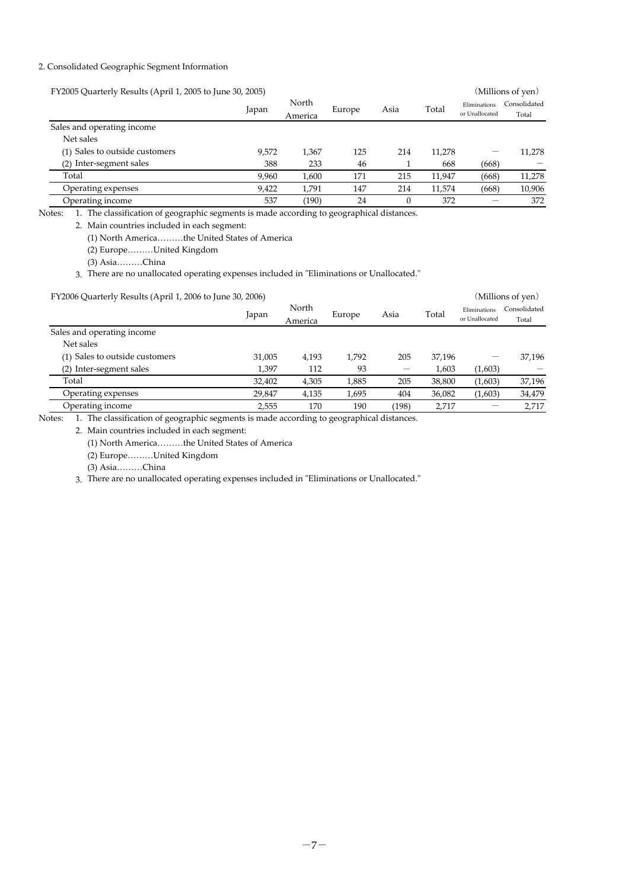## 2. Consolidated Geographic Segment Information

FY2005 Quarterly Results (April 1, 2005 to June 30, 2005) (Millions of yen)

| | Japan | North America | Europe | Asia | Total | Eliminations or Unallocated | Consolidated Total |
|---|---|---|---|---|---|---|---|
| Sales and operating income | | | | | | | |
| Net sales | | | | | | | |
| (1) Sales to outside customers | 9,572 | 1,367 | 125 | 214 | 11,278 | — | 11,278 |
| (2) Inter-segment sales | 388 | 233 | 46 | 1 | 668 | (668) | — |
| Total | 9,960 | 1,600 | 171 | 215 | 11,947 | (668) | 11,278 |
| Operating expenses | 9,422 | 1,791 | 147 | 214 | 11,574 | (668) | 10,906 |
| Operating income | 537 | (190) | 24 | 0 | 372 | — | 372 |

Notes:
1. The classification of geographic segments is made according to geographical distances.
2. Main countries included in each segment:
   (1) North America………the United States of America
   (2) Europe………United Kingdom
   (3) Asia………China
3. There are no unallocated operating expenses included in "Eliminations or Unallocated."

FY2006 Quarterly Results (April 1, 2006 to June 30, 2006) (Millions of yen)

| | Japan | North America | Europe | Asia | Total | Eliminations or Unallocated | Consolidated Total |
|---|---|---|---|---|---|---|---|
| Sales and operating income | | | | | | | |
| Net sales | | | | | | | |
| (1) Sales to outside customers | 31,005 | 4,193 | 1,792 | 205 | 37,196 | — | 37,196 |
| (2) Inter-segment sales | 1,397 | 112 | 93 | — | 1,603 | (1,603) | — |
| Total | 32,402 | 4,305 | 1,885 | 205 | 38,800 | (1,603) | 37,196 |
| Operating expenses | 29,847 | 4,135 | 1,695 | 404 | 36,082 | (1,603) | 34,479 |
| Operating income | 2,555 | 170 | 190 | (198) | 2,717 | — | 2,717 |

Notes:
1. The classification of geographic segments is made according to geographical distances.
2. Main countries included in each segment:
   (1) North America………the United States of America
   (2) Europe………United Kingdom
   (3) Asia………China
3. There are no unallocated operating expenses included in "Eliminations or Unallocated."